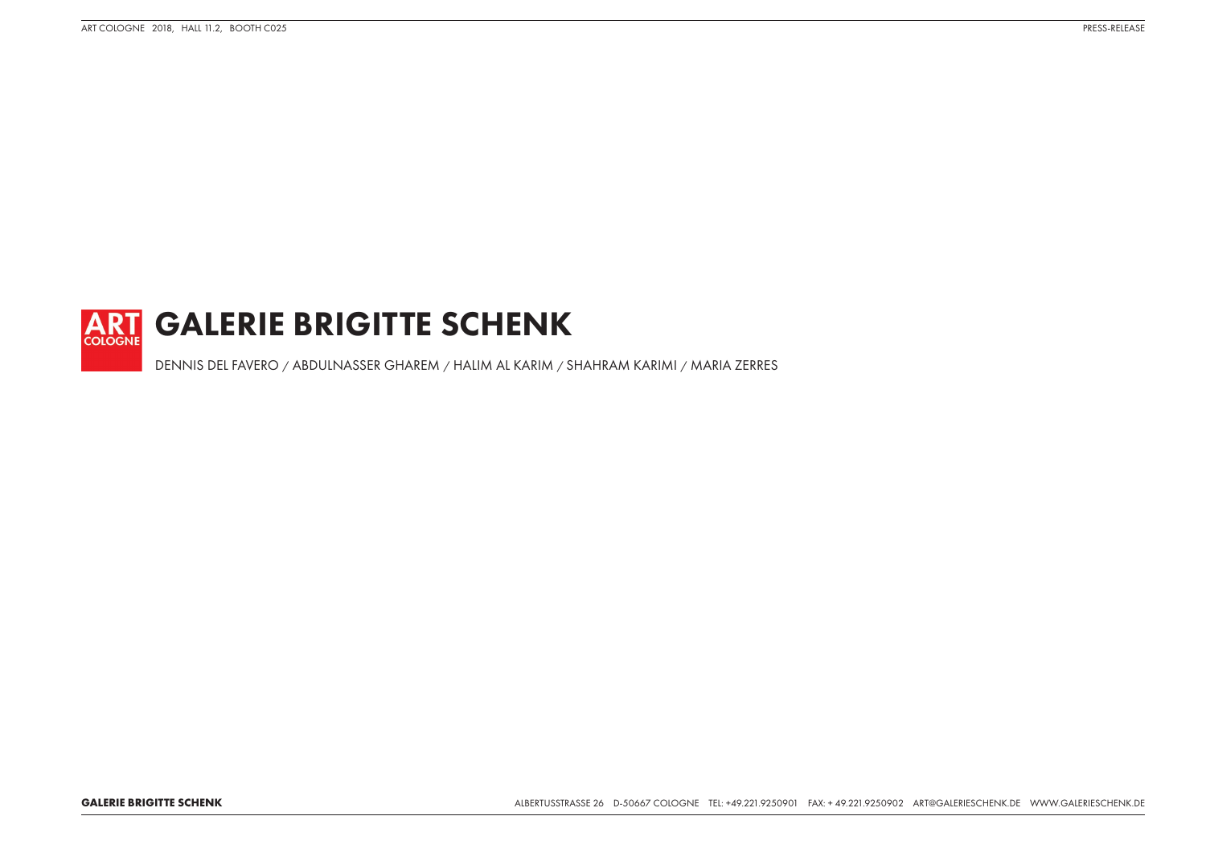ART COLOGNE

# GALERIE BRIGITTE SCHENK

DENNIS DEL FAVERO / ABDULNASSER GHAREM / HALIM AL KARIM / SHAHRAM KARIMI / MARIA ZERRES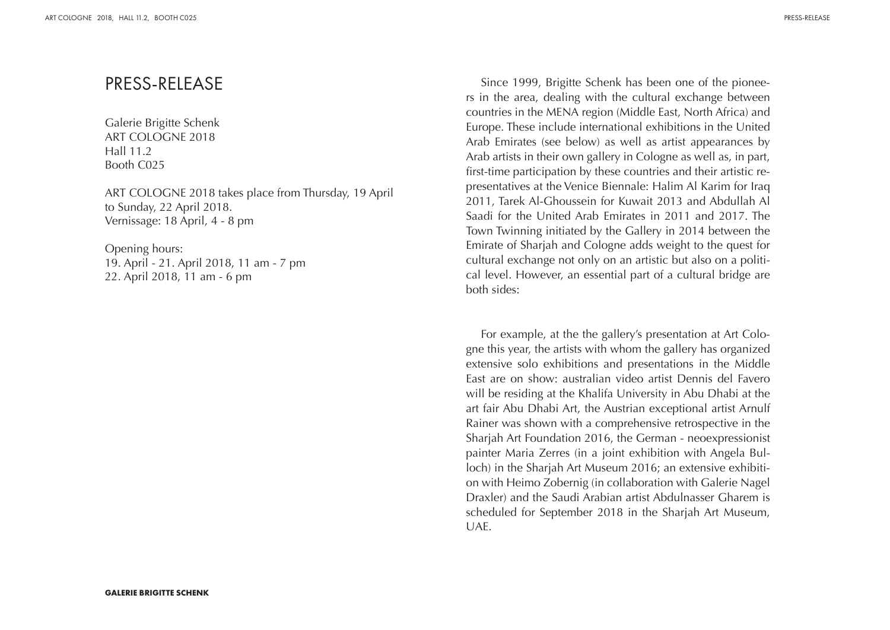# PRESS-RELEASE

Galerie Brigitte Schenk
ART COLOGNE 2018
Hall 11.2
Booth C025

ART COLOGNE 2018 takes place from Thursday, 19 April to Sunday, 22 April 2018.
Vernissage: 18 April, 4 - 8 pm

Opening hours:
19. April - 21. April 2018, 11 am - 7 pm
22. April 2018, 11 am - 6 pm

Since 1999, Brigitte Schenk has been one of the pioneers in the area, dealing with the cultural exchange between countries in the MENA region (Middle East, North Africa) and Europe. These include international exhibitions in the United Arab Emirates (see below) as well as artist appearances by Arab artists in their own gallery in Cologne as well as, in part, first-time participation by these countries and their artistic representatives at the Venice Biennale: Halim Al Karim for Iraq 2011, Tarek Al-Ghoussein for Kuwait 2013 and Abdullah Al Saadi for the United Arab Emirates in 2011 and 2017. The Town Twinning initiated by the Gallery in 2014 between the Emirate of Sharjah and Cologne adds weight to the quest for cultural exchange not only on an artistic but also on a political level. However, an essential part of a cultural bridge are both sides:

For example, at the the gallery's presentation at Art Cologne this year, the artists with whom the gallery has organized extensive solo exhibitions and presentations in the Middle East are on show: australian video artist Dennis del Favero will be residing at the Khalifa University in Abu Dhabi at the art fair Abu Dhabi Art, the Austrian exceptional artist Arnulf Rainer was shown with a comprehensive retrospective in the Sharjah Art Foundation 2016, the German - neoexpressionist painter Maria Zerres (in a joint exhibition with Angela Bulloch) in the Sharjah Art Museum 2016; an extensive exhibition with Heimo Zobernig (in collaboration with Galerie Nagel Draxler) and the Saudi Arabian artist Abdulnasser Gharem is scheduled for September 2018 in the Sharjah Art Museum, UAE.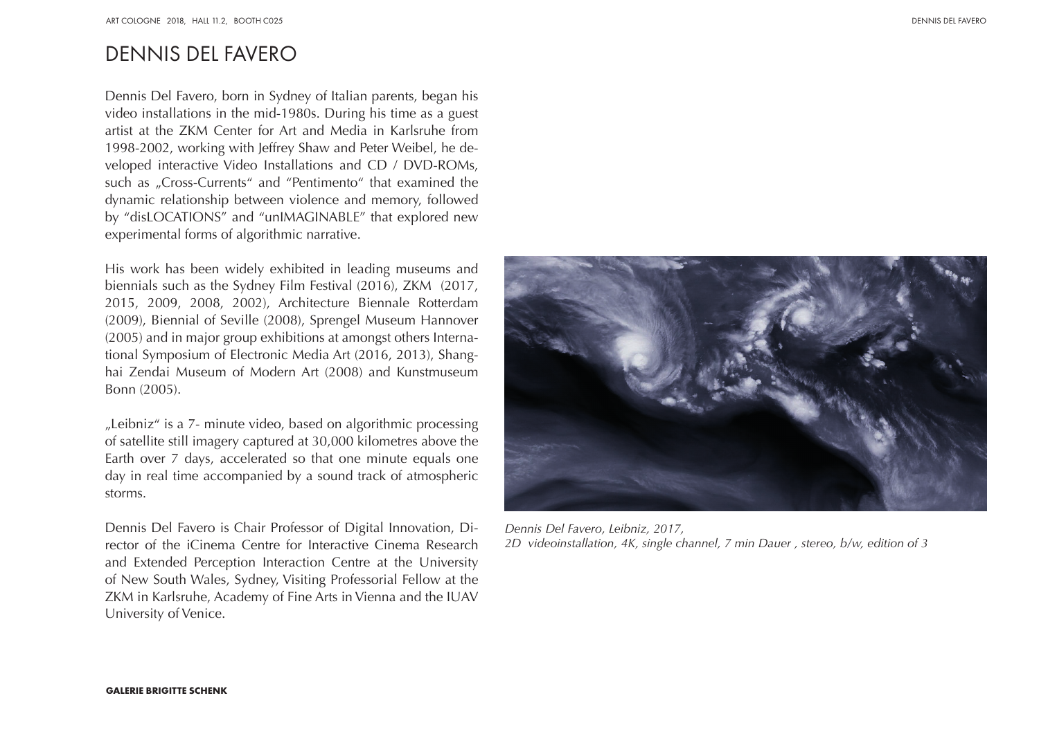# DENNIS DEL FAVERO

Dennis Del Favero, born in Sydney of Italian parents, began his video installations in the mid-1980s. During his time as a guest artist at the ZKM Center for Art and Media in Karlsruhe from 1998-2002, working with Jeffrey Shaw and Peter Weibel, he developed interactive Video Installations and CD / DVD-ROMs, such as „Cross-Currents" and "Pentimento" that examined the dynamic relationship between violence and memory, followed by "disLOCATIONS" and "unIMAGINABLE" that explored new experimental forms of algorithmic narrative.

His work has been widely exhibited in leading museums and biennials such as the Sydney Film Festival (2016), ZKM (2017, 2015, 2009, 2008, 2002), Architecture Biennale Rotterdam (2009), Biennial of Seville (2008), Sprengel Museum Hannover (2005) and in major group exhibitions at amongst others International Symposium of Electronic Media Art (2016, 2013), Shanghai Zendai Museum of Modern Art (2008) and Kunstmuseum Bonn (2005).

„Leibniz" is a 7- minute video, based on algorithmic processing of satellite still imagery captured at 30,000 kilometres above the Earth over 7 days, accelerated so that one minute equals one day in real time accompanied by a sound track of atmospheric storms.

Dennis Del Favero is Chair Professor of Digital Innovation, Director of the iCinema Centre for Interactive Cinema Research and Extended Perception Interaction Centre at the University of New South Wales, Sydney, Visiting Professorial Fellow at the ZKM in Karlsruhe, Academy of Fine Arts in Vienna and the IUAV University of Venice.

*Dennis Del Favero, Leibniz, 2017,*
*2D videoinstallation, 4K, single channel, 7 min Dauer , stereo, b/w, edition of 3*

**GALERIE BRIGITTE SCHENK**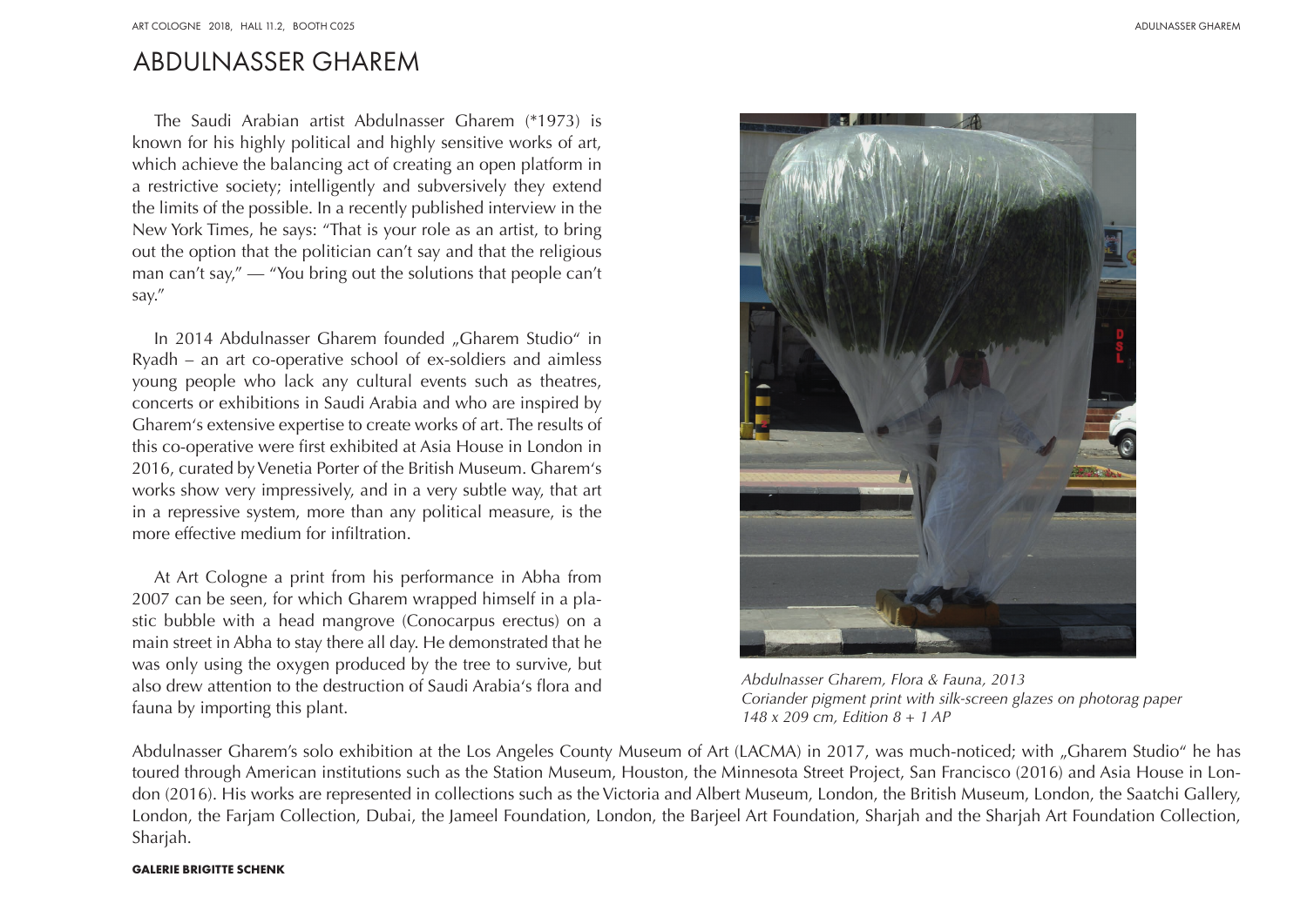# ABDULNASSER GHAREM

The Saudi Arabian artist Abdulnasser Gharem (*1973) is known for his highly political and highly sensitive works of art, which achieve the balancing act of creating an open platform in a restrictive society; intelligently and subversively they extend the limits of the possible. In a recently published interview in the New York Times, he says: "That is your role as an artist, to bring out the option that the politician can't say and that the religious man can't say," — "You bring out the solutions that people can't say."

In 2014 Abdulnasser Gharem founded „Gharem Studio" in Ryadh – an art co-operative school of ex-soldiers and aimless young people who lack any cultural events such as theatres, concerts or exhibitions in Saudi Arabia and who are inspired by Gharem's extensive expertise to create works of art. The results of this co-operative were first exhibited at Asia House in London in 2016, curated by Venetia Porter of the British Museum. Gharem's works show very impressively, and in a very subtle way, that art in a repressive system, more than any political measure, is the more effective medium for infiltration.

At Art Cologne a print from his performance in Abha from 2007 can be seen, for which Gharem wrapped himself in a plastic bubble with a head mangrove (Conocarpus erectus) on a main street in Abha to stay there all day. He demonstrated that he was only using the oxygen produced by the tree to survive, but also drew attention to the destruction of Saudi Arabia's flora and fauna by importing this plant.

*Abdulnasser Gharem, Flora & Fauna, 2013*
*Coriander pigment print with silk-screen glazes on photorag paper*
*148 x 209 cm, Edition 8 + 1 AP*

Abdulnasser Gharem's solo exhibition at the Los Angeles County Museum of Art (LACMA) in 2017, was much-noticed; with „Gharem Studio" he has toured through American institutions such as the Station Museum, Houston, the Minnesota Street Project, San Francisco (2016) and Asia House in London (2016). His works are represented in collections such as the Victoria and Albert Museum, London, the British Museum, London, the Saatchi Gallery, London, the Farjam Collection, Dubai, the Jameel Foundation, London, the Barjeel Art Foundation, Sharjah and the Sharjah Art Foundation Collection, Sharjah.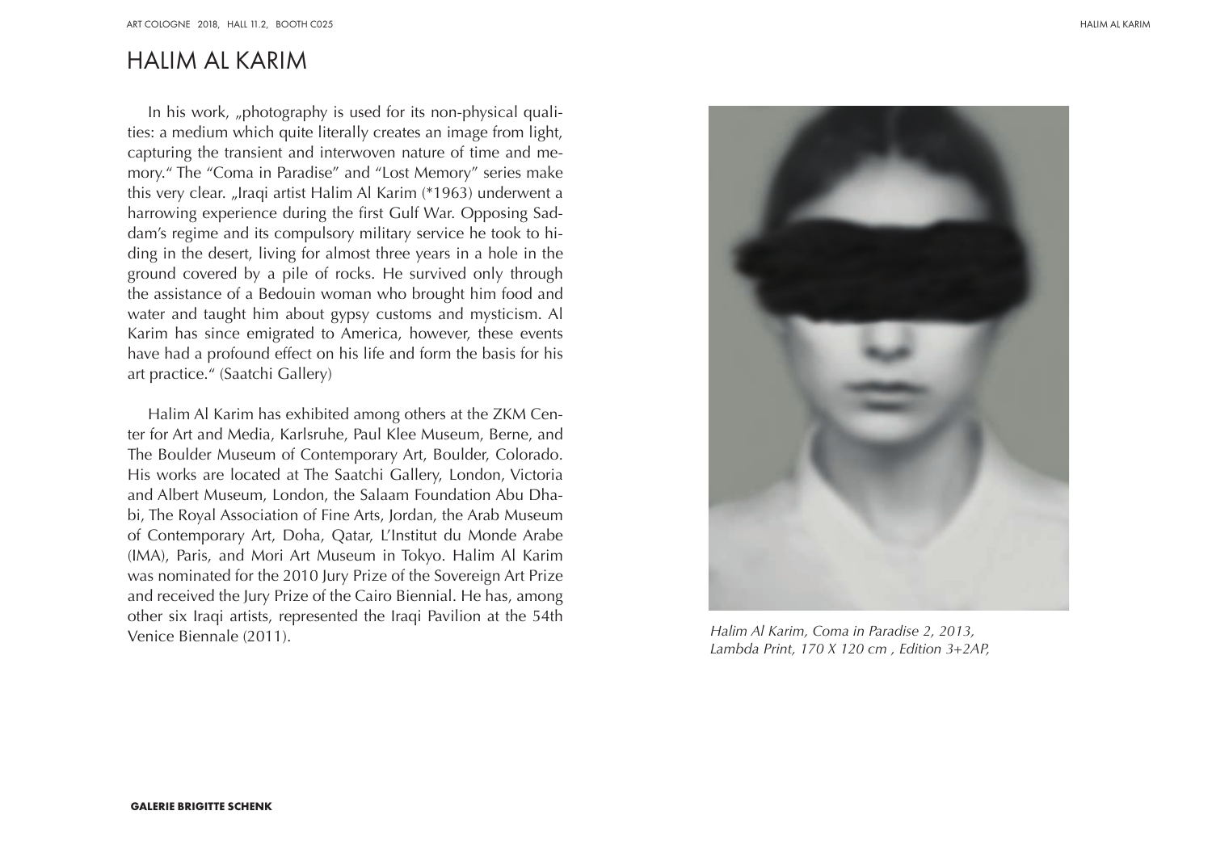# HALIM AL KARIM

In his work, „photography is used for its non-physical qualities: a medium which quite literally creates an image from light, capturing the transient and interwoven nature of time and memory." The "Coma in Paradise" and "Lost Memory" series make this very clear. „Iraqi artist Halim Al Karim (*1963) underwent a harrowing experience during the first Gulf War. Opposing Saddam's regime and its compulsory military service he took to hiding in the desert, living for almost three years in a hole in the ground covered by a pile of rocks. He survived only through the assistance of a Bedouin woman who brought him food and water and taught him about gypsy customs and mysticism. Al Karim has since emigrated to America, however, these events have had a profound effect on his life and form the basis for his art practice." (Saatchi Gallery)

Halim Al Karim has exhibited among others at the ZKM Center for Art and Media, Karlsruhe, Paul Klee Museum, Berne, and The Boulder Museum of Contemporary Art, Boulder, Colorado. His works are located at The Saatchi Gallery, London, Victoria and Albert Museum, London, the Salaam Foundation Abu Dhabi, The Royal Association of Fine Arts, Jordan, the Arab Museum of Contemporary Art, Doha, Qatar, L'Institut du Monde Arabe (IMA), Paris, and Mori Art Museum in Tokyo. Halim Al Karim was nominated for the 2010 Jury Prize of the Sovereign Art Prize and received the Jury Prize of the Cairo Biennial. He has, among other six Iraqi artists, represented the Iraqi Pavilion at the 54th Venice Biennale (2011).

*Halim Al Karim, Coma in Paradise 2, 2013, Lambda Print, 170 X 120 cm , Edition 3+2AP,*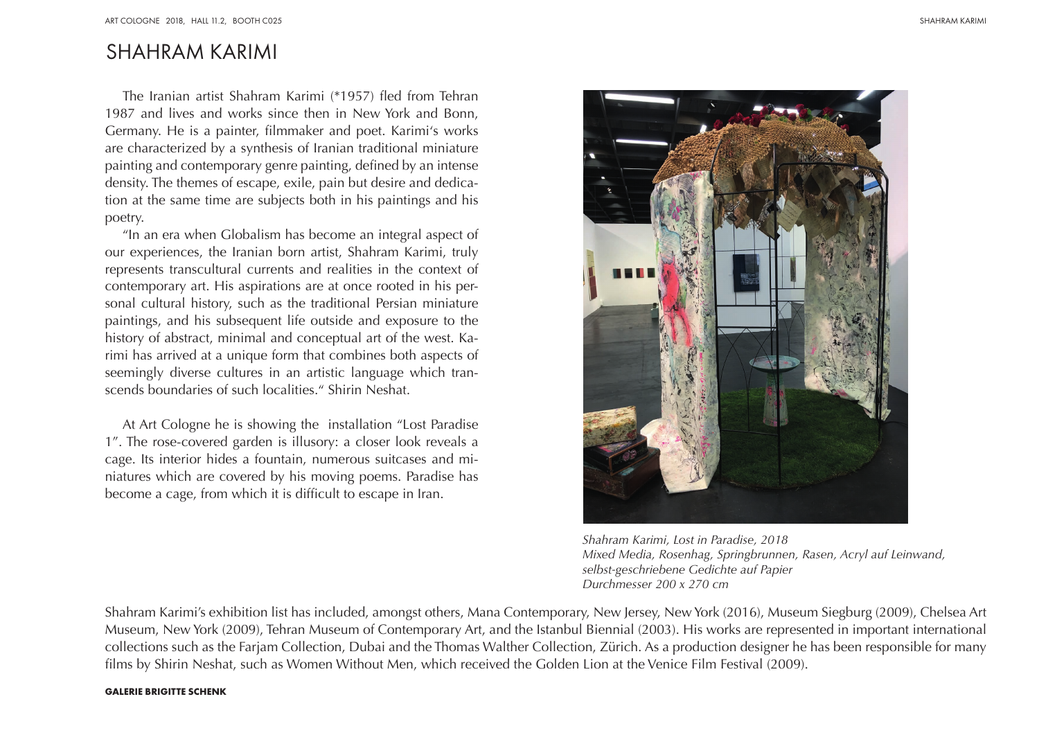# SHAHRAM KARIMI

The Iranian artist Shahram Karimi (*1957) fled from Tehran 1987 and lives and works since then in New York and Bonn, Germany. He is a painter, filmmaker and poet. Karimi's works are characterized by a synthesis of Iranian traditional miniature painting and contemporary genre painting, defined by an intense density. The themes of escape, exile, pain but desire and dedication at the same time are subjects both in his paintings and his poetry.

"In an era when Globalism has become an integral aspect of our experiences, the Iranian born artist, Shahram Karimi, truly represents transcultural currents and realities in the context of contemporary art. His aspirations are at once rooted in his personal cultural history, such as the traditional Persian miniature paintings, and his subsequent life outside and exposure to the history of abstract, minimal and conceptual art of the west. Karimi has arrived at a unique form that combines both aspects of seemingly diverse cultures in an artistic language which transcends boundaries of such localities." Shirin Neshat.

At Art Cologne he is showing the installation "Lost Paradise 1". The rose-covered garden is illusory: a closer look reveals a cage. Its interior hides a fountain, numerous suitcases and miniatures which are covered by his moving poems. Paradise has become a cage, from which it is difficult to escape in Iran.

*Shahram Karimi, Lost in Paradise, 2018*
*Mixed Media, Rosenhag, Springbrunnen, Rasen, Acryl auf Leinwand, selbst-geschriebene Gedichte auf Papier*
*Durchmesser 200 x 270 cm*

Shahram Karimi's exhibition list has included, amongst others, Mana Contemporary, New Jersey, New York (2016), Museum Siegburg (2009), Chelsea Art Museum, New York (2009), Tehran Museum of Contemporary Art, and the Istanbul Biennial (2003). His works are represented in important international collections such as the Farjam Collection, Dubai and the Thomas Walther Collection, Zürich. As a production designer he has been responsible for many films by Shirin Neshat, such as Women Without Men, which received the Golden Lion at the Venice Film Festival (2009).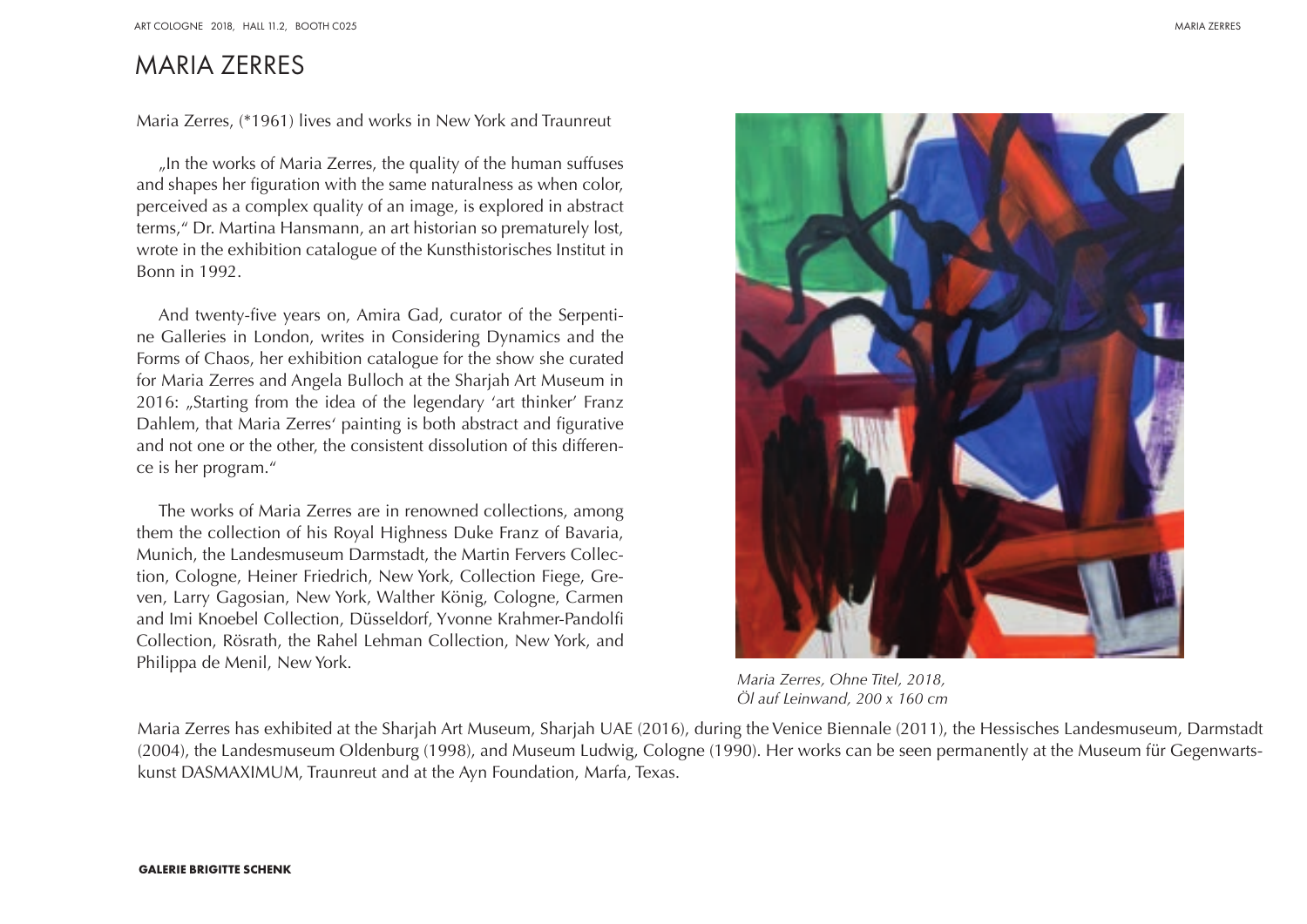# MARIA ZERRES

Maria Zerres, (*1961) lives and works in New York and Traunreut

„In the works of Maria Zerres, the quality of the human suffuses and shapes her figuration with the same naturalness as when color, perceived as a complex quality of an image, is explored in abstract terms," Dr. Martina Hansmann, an art historian so prematurely lost, wrote in the exhibition catalogue of the Kunsthistorisches Institut in Bonn in 1992.

And twenty-five years on, Amira Gad, curator of the Serpentine Galleries in London, writes in Considering Dynamics and the Forms of Chaos, her exhibition catalogue for the show she curated for Maria Zerres and Angela Bulloch at the Sharjah Art Museum in 2016: „Starting from the idea of the legendary 'art thinker' Franz Dahlem, that Maria Zerres' painting is both abstract and figurative and not one or the other, the consistent dissolution of this difference is her program."

The works of Maria Zerres are in renowned collections, among them the collection of his Royal Highness Duke Franz of Bavaria, Munich, the Landesmuseum Darmstadt, the Martin Fervers Collection, Cologne, Heiner Friedrich, New York, Collection Fiege, Greven, Larry Gagosian, New York, Walther König, Cologne, Carmen and Imi Knoebel Collection, Düsseldorf, Yvonne Krahmer-Pandolfi Collection, Rösrath, the Rahel Lehman Collection, New York, and Philippa de Menil, New York.

*Maria Zerres, Ohne Titel, 2018,*
*Öl auf Leinwand, 200 x 160 cm*

Maria Zerres has exhibited at the Sharjah Art Museum, Sharjah UAE (2016), during the Venice Biennale (2011), the Hessisches Landesmuseum, Darmstadt (2004), the Landesmuseum Oldenburg (1998), and Museum Ludwig, Cologne (1990). Her works can be seen permanently at the Museum für Gegenwartskunst DASMAXIMUM, Traunreut and at the Ayn Foundation, Marfa, Texas.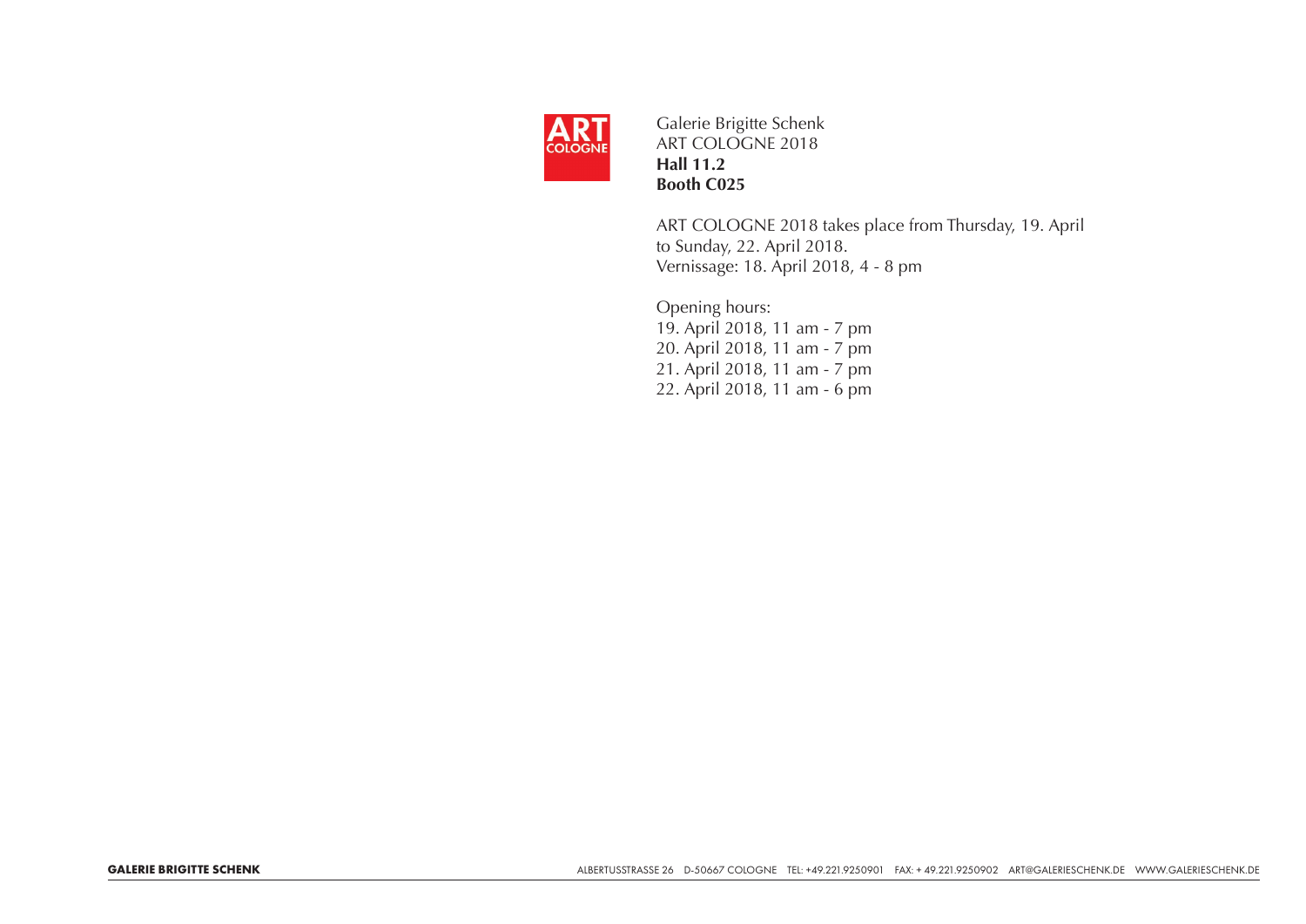Galerie Brigitte Schenk
ART COLOGNE 2018
**Hall 11.2**
**Booth C025**

ART COLOGNE 2018 takes place from Thursday, 19. April to Sunday, 22. April 2018.
Vernissage: 18. April 2018, 4 - 8 pm

Opening hours:
19. April 2018, 11 am - 7 pm
20. April 2018, 11 am - 7 pm
21. April 2018, 11 am - 7 pm
22. April 2018, 11 am - 6 pm

**GALERIE BRIGITTE SCHENK** ALBERTUSSTRASSE 26 D-50667 COLOGNE TEL: +49.221.9250901 FAX: + 49.221.9250902 ART@GALERIESCHENK.DE WWW.GALERIESCHENK.DE